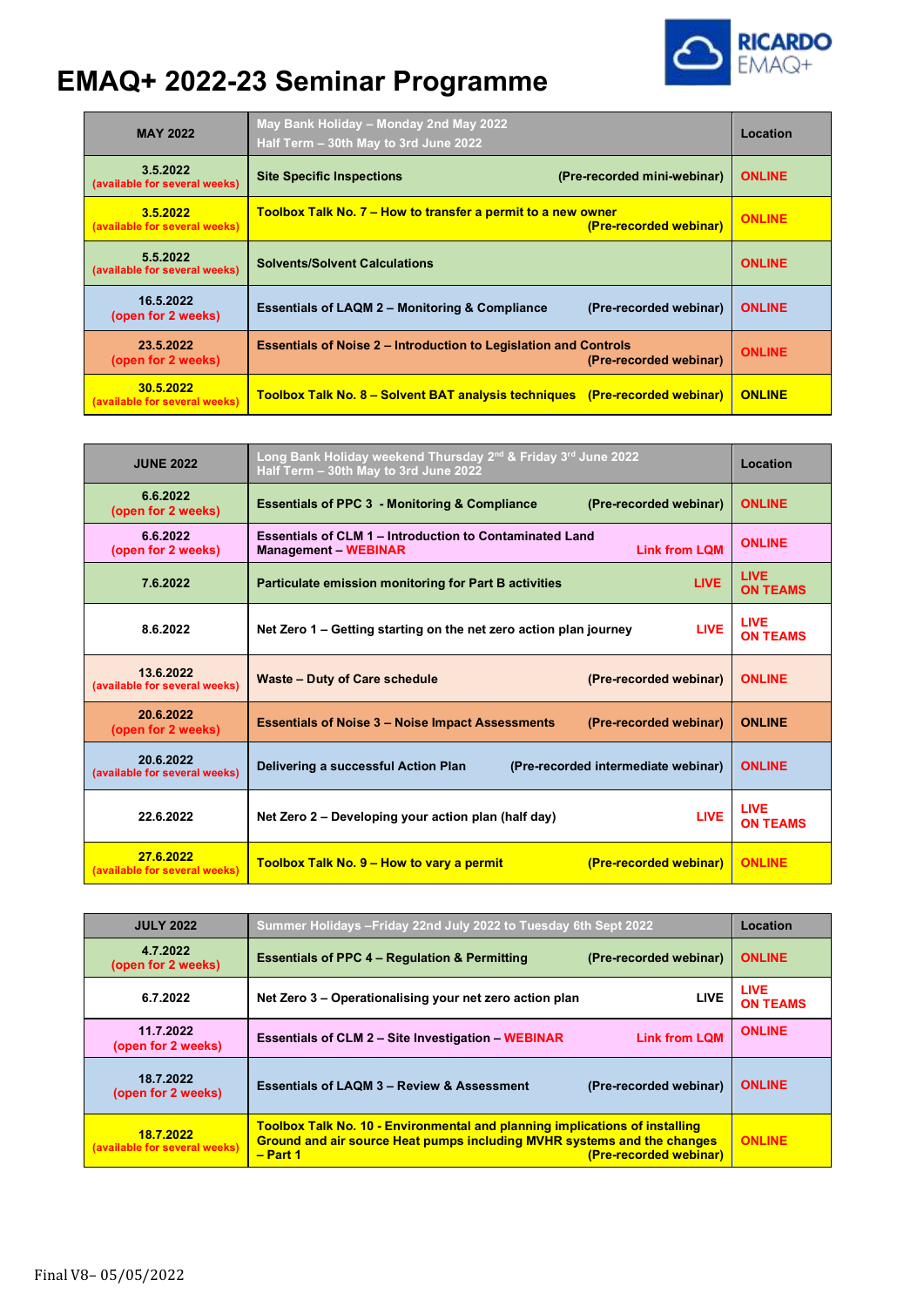# EMAQ+ 2022-23 Seminar Programme

RICARDO EMAQ+

| MAY 2022 | May Bank Holiday – Monday 2nd May 2022<br>Half Term – 30th May to 3rd June 2022 | Location |
|---|---|---|
| 3.5.2022<br>(available for several weeks) | Site Specific Inspections (Pre-recorded mini-webinar) | ONLINE |
| 3.5.2022<br>(available for several weeks) | Toolbox Talk No. 7 – How to transfer a permit to a new owner (Pre-recorded webinar) | ONLINE |
| 5.5.2022<br>(available for several weeks) | Solvents/Solvent Calculations | ONLINE |
| 16.5.2022<br>(open for 2 weeks) | Essentials of LAQM 2 – Monitoring & Compliance (Pre-recorded webinar) | ONLINE |
| 23.5.2022<br>(open for 2 weeks) | Essentials of Noise 2 – Introduction to Legislation and Controls (Pre-recorded webinar) | ONLINE |
| 30.5.2022<br>(available for several weeks) | Toolbox Talk No. 8 – Solvent BAT analysis techniques (Pre-recorded webinar) | ONLINE |

| JUNE 2022 | Long Bank Holiday weekend Thursday 2nd & Friday 3rd June 2022<br>Half Term – 30th May to 3rd June 2022 | Location |
|---|---|---|
| 6.6.2022<br>(open for 2 weeks) | Essentials of PPC 3 - Monitoring & Compliance (Pre-recorded webinar) | ONLINE |
| 6.6.2022<br>(open for 2 weeks) | Essentials of CLM 1 – Introduction to Contaminated Land Management – WEBINAR Link from LQM | ONLINE |
| 7.6.2022 | Particulate emission monitoring for Part B activities LIVE | LIVE ON TEAMS |
| 8.6.2022 | Net Zero 1 – Getting starting on the net zero action plan journey LIVE | LIVE ON TEAMS |
| 13.6.2022<br>(available for several weeks) | Waste – Duty of Care schedule (Pre-recorded webinar) | ONLINE |
| 20.6.2022<br>(open for 2 weeks) | Essentials of Noise 3 – Noise Impact Assessments (Pre-recorded webinar) | ONLINE |
| 20.6.2022<br>(available for several weeks) | Delivering a successful Action Plan (Pre-recorded intermediate webinar) | ONLINE |
| 22.6.2022 | Net Zero 2 – Developing your action plan (half day) LIVE | LIVE ON TEAMS |
| 27.6.2022<br>(available for several weeks) | Toolbox Talk No. 9 – How to vary a permit (Pre-recorded webinar) | ONLINE |

| JULY 2022 | Summer Holidays –Friday 22nd July 2022 to Tuesday 6th Sept 2022 | Location |
|---|---|---|
| 4.7.2022<br>(open for 2 weeks) | Essentials of PPC 4 – Regulation & Permitting (Pre-recorded webinar) | ONLINE |
| 6.7.2022 | Net Zero 3 – Operationalising your net zero action plan LIVE | LIVE ON TEAMS |
| 11.7.2022<br>(open for 2 weeks) | Essentials of CLM 2 – Site Investigation – WEBINAR Link from LQM | ONLINE |
| 18.7.2022<br>(open for 2 weeks) | Essentials of LAQM 3 – Review & Assessment (Pre-recorded webinar) | ONLINE |
| 18.7.2022<br>(available for several weeks) | Toolbox Talk No. 10 - Environmental and planning implications of installing Ground and air source Heat pumps including MVHR systems and the changes – Part 1 (Pre-recorded webinar) | ONLINE |

Final V8– 05/05/2022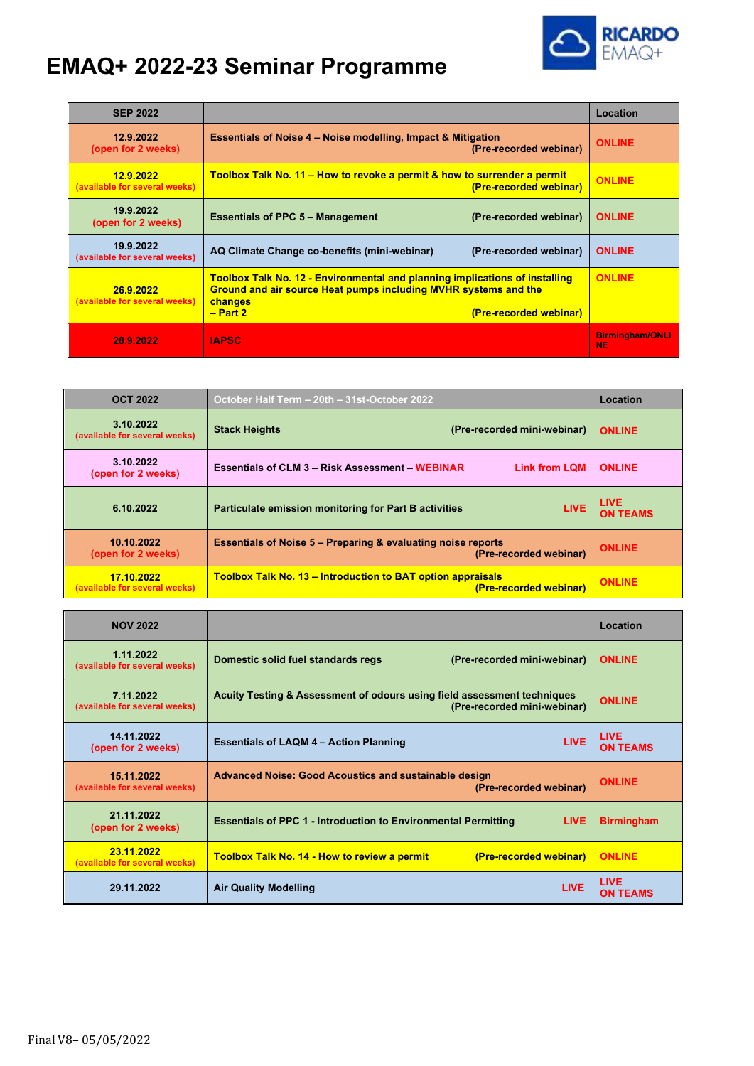# EMAQ+ 2022-23 Seminar Programme

| SEP 2022 | | Location |
|---|---|---|
| 12.9.2022 (open for 2 weeks) | Essentials of Noise 4 – Noise modelling, Impact & Mitigation (Pre-recorded webinar) | ONLINE |
| 12.9.2022 (available for several weeks) | Toolbox Talk No. 11 – How to revoke a permit & how to surrender a permit (Pre-recorded webinar) | ONLINE |
| 19.9.2022 (open for 2 weeks) | Essentials of PPC 5 – Management (Pre-recorded webinar) | ONLINE |
| 19.9.2022 (available for several weeks) | AQ Climate Change co-benefits (mini-webinar) (Pre-recorded webinar) | ONLINE |
| 26.9.2022 (available for several weeks) | Toolbox Talk No. 12 - Environmental and planning implications of installing Ground and air source Heat pumps including MVHR systems and the changes – Part 2 (Pre-recorded webinar) | ONLINE |
| 28.9.2022 | IAPSC | Birmingham/ONLINE |

| OCT 2022 | October Half Term – 20th – 31st-October 2022 | Location |
|---|---|---|
| 3.10.2022 (available for several weeks) | Stack Heights (Pre-recorded mini-webinar) | ONLINE |
| 3.10.2022 (open for 2 weeks) | Essentials of CLM 3 – Risk Assessment – WEBINAR Link from LQM | ONLINE |
| 6.10.2022 | Particulate emission monitoring for Part B activities LIVE | LIVE ON TEAMS |
| 10.10.2022 (open for 2 weeks) | Essentials of Noise 5 – Preparing & evaluating noise reports (Pre-recorded webinar) | ONLINE |
| 17.10.2022 (available for several weeks) | Toolbox Talk No. 13 – Introduction to BAT option appraisals (Pre-recorded webinar) | ONLINE |

| NOV 2022 | | Location |
|---|---|---|
| 1.11.2022 (available for several weeks) | Domestic solid fuel standards regs (Pre-recorded mini-webinar) | ONLINE |
| 7.11.2022 (available for several weeks) | Acuity Testing & Assessment of odours using field assessment techniques (Pre-recorded mini-webinar) | ONLINE |
| 14.11.2022 (open for 2 weeks) | Essentials of LAQM 4 – Action Planning LIVE | LIVE ON TEAMS |
| 15.11.2022 (available for several weeks) | Advanced Noise: Good Acoustics and sustainable design (Pre-recorded webinar) | ONLINE |
| 21.11.2022 (open for 2 weeks) | Essentials of PPC 1 - Introduction to Environmental Permitting LIVE | Birmingham |
| 23.11.2022 (available for several weeks) | Toolbox Talk No. 14 - How to review a permit (Pre-recorded webinar) | ONLINE |
| 29.11.2022 | Air Quality Modelling LIVE | LIVE ON TEAMS |

Final V8– 05/05/2022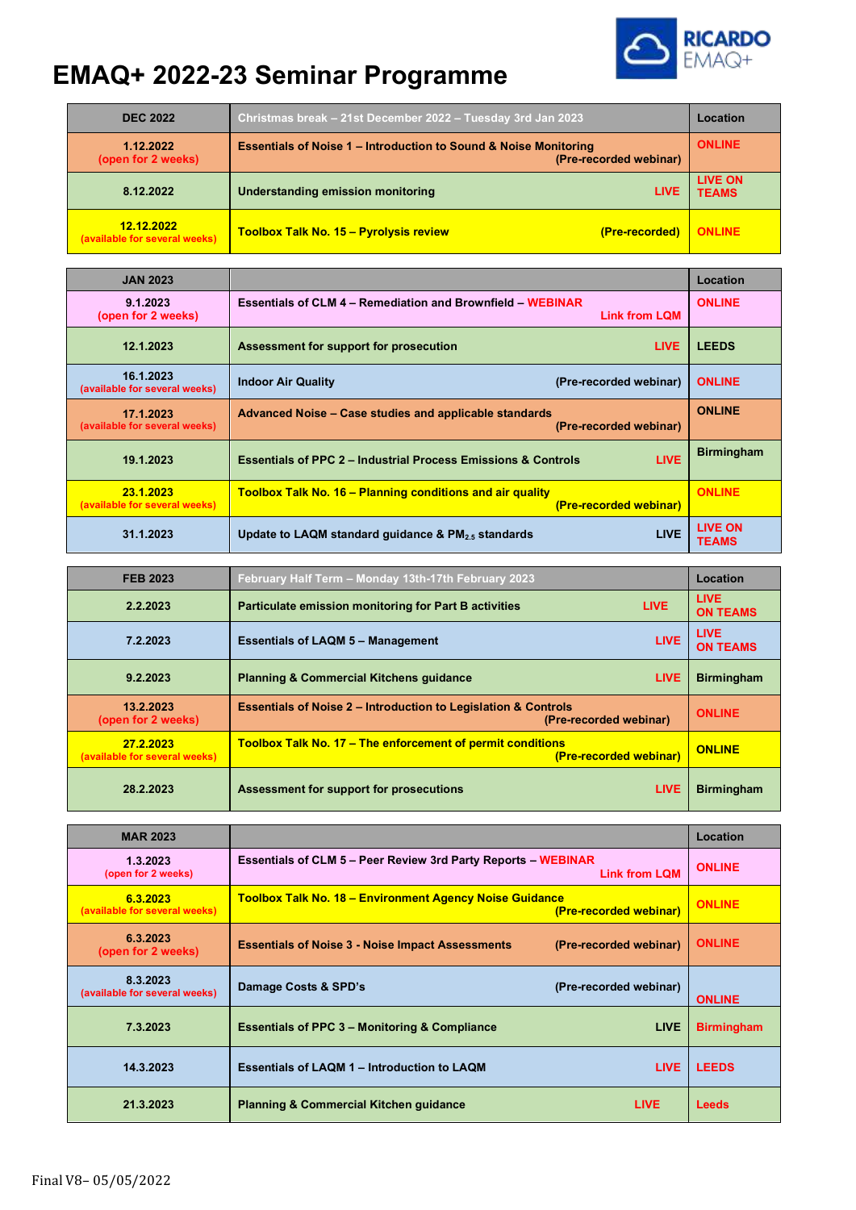# EMAQ+ 2022-23 Seminar Programme

| DEC 2022 | Christmas break – 21st December 2022 – Tuesday 3rd Jan 2023 | Location |
|---|---|---|
| 1.12.2022 (open for 2 weeks) | Essentials of Noise 1 – Introduction to Sound & Noise Monitoring (Pre-recorded webinar) | ONLINE |
| 8.12.2022 | Understanding emission monitoring LIVE | LIVE ON TEAMS |
| 12.12.2022 (available for several weeks) | Toolbox Talk No. 15 – Pyrolysis review (Pre-recorded) | ONLINE |

| JAN 2023 | | Location |
|---|---|---|
| 9.1.2023 (open for 2 weeks) | Essentials of CLM 4 – Remediation and Brownfield – WEBINAR Link from LQM | ONLINE |
| 12.1.2023 | Assessment for support for prosecution LIVE | LEEDS |
| 16.1.2023 (available for several weeks) | Indoor Air Quality (Pre-recorded webinar) | ONLINE |
| 17.1.2023 (available for several weeks) | Advanced Noise – Case studies and applicable standards (Pre-recorded webinar) | ONLINE |
| 19.1.2023 | Essentials of PPC 2 – Industrial Process Emissions & Controls LIVE | Birmingham |
| 23.1.2023 (available for several weeks) | Toolbox Talk No. 16 – Planning conditions and air quality (Pre-recorded webinar) | ONLINE |
| 31.1.2023 | Update to LAQM standard guidance & $PM_{2.5}$ standards LIVE | LIVE ON TEAMS |

| FEB 2023 | February Half Term – Monday 13th-17th February 2023 | Location |
|---|---|---|
| 2.2.2023 | Particulate emission monitoring for Part B activities LIVE | LIVE ON TEAMS |
| 7.2.2023 | Essentials of LAQM 5 – Management LIVE | LIVE ON TEAMS |
| 9.2.2023 | Planning & Commercial Kitchens guidance LIVE | Birmingham |
| 13.2.2023 (open for 2 weeks) | Essentials of Noise 2 – Introduction to Legislation & Controls (Pre-recorded webinar) | ONLINE |
| 27.2.2023 (available for several weeks) | Toolbox Talk No. 17 – The enforcement of permit conditions (Pre-recorded webinar) | ONLINE |
| 28.2.2023 | Assessment for support for prosecutions LIVE | Birmingham |

| MAR 2023 | | Location |
|---|---|---|
| 1.3.2023 (open for 2 weeks) | Essentials of CLM 5 – Peer Review 3rd Party Reports – WEBINAR Link from LQM | ONLINE |
| 6.3.2023 (available for several weeks) | Toolbox Talk No. 18 – Environment Agency Noise Guidance (Pre-recorded webinar) | ONLINE |
| 6.3.2023 (open for 2 weeks) | Essentials of Noise 3 - Noise Impact Assessments (Pre-recorded webinar) | ONLINE |
| 8.3.2023 (available for several weeks) | Damage Costs & SPD's (Pre-recorded webinar) | ONLINE |
| 7.3.2023 | Essentials of PPC 3 – Monitoring & Compliance LIVE | Birmingham |
| 14.3.2023 | Essentials of LAQM 1 – Introduction to LAQM LIVE | LEEDS |
| 21.3.2023 | Planning & Commercial Kitchen guidance LIVE | Leeds |

Final V8– 05/05/2022